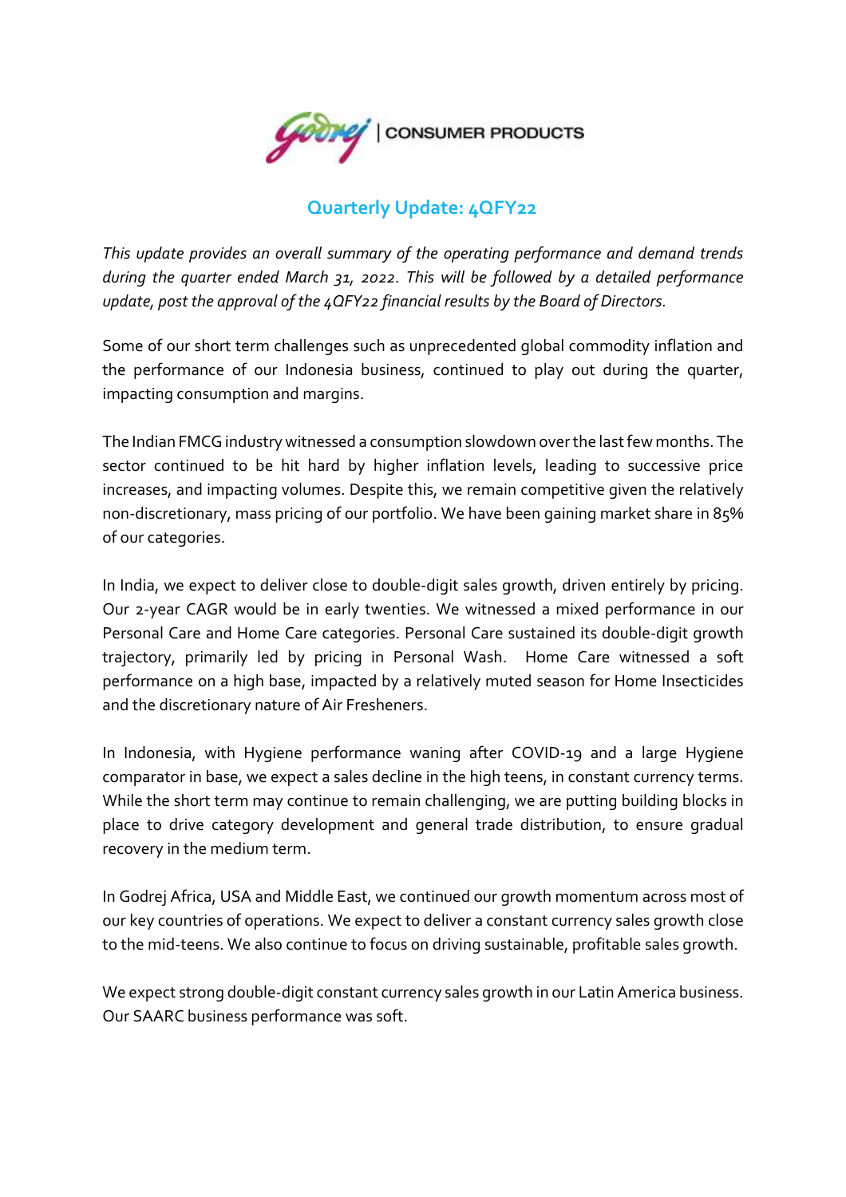## Quarterly Update: 4QFY22

*This update provides an overall summary of the operating performance and demand trends during the quarter ended March 31, 2022. This will be followed by a detailed performance update, post the approval of the 4QFY22 financial results by the Board of Directors.*

Some of our short term challenges such as unprecedented global commodity inflation and the performance of our Indonesia business, continued to play out during the quarter, impacting consumption and margins.

The Indian FMCG industry witnessed a consumption slowdown over the last few months. The sector continued to be hit hard by higher inflation levels, leading to successive price increases, and impacting volumes. Despite this, we remain competitive given the relatively non-discretionary, mass pricing of our portfolio. We have been gaining market share in 85% of our categories.

In India, we expect to deliver close to double-digit sales growth, driven entirely by pricing. Our 2-year CAGR would be in early twenties. We witnessed a mixed performance in our Personal Care and Home Care categories. Personal Care sustained its double-digit growth trajectory, primarily led by pricing in Personal Wash. Home Care witnessed a soft performance on a high base, impacted by a relatively muted season for Home Insecticides and the discretionary nature of Air Fresheners.

In Indonesia, with Hygiene performance waning after COVID-19 and a large Hygiene comparator in base, we expect a sales decline in the high teens, in constant currency terms. While the short term may continue to remain challenging, we are putting building blocks in place to drive category development and general trade distribution, to ensure gradual recovery in the medium term.

In Godrej Africa, USA and Middle East, we continued our growth momentum across most of our key countries of operations. We expect to deliver a constant currency sales growth close to the mid-teens. We also continue to focus on driving sustainable, profitable sales growth.

We expect strong double-digit constant currency sales growth in our Latin America business. Our SAARC business performance was soft.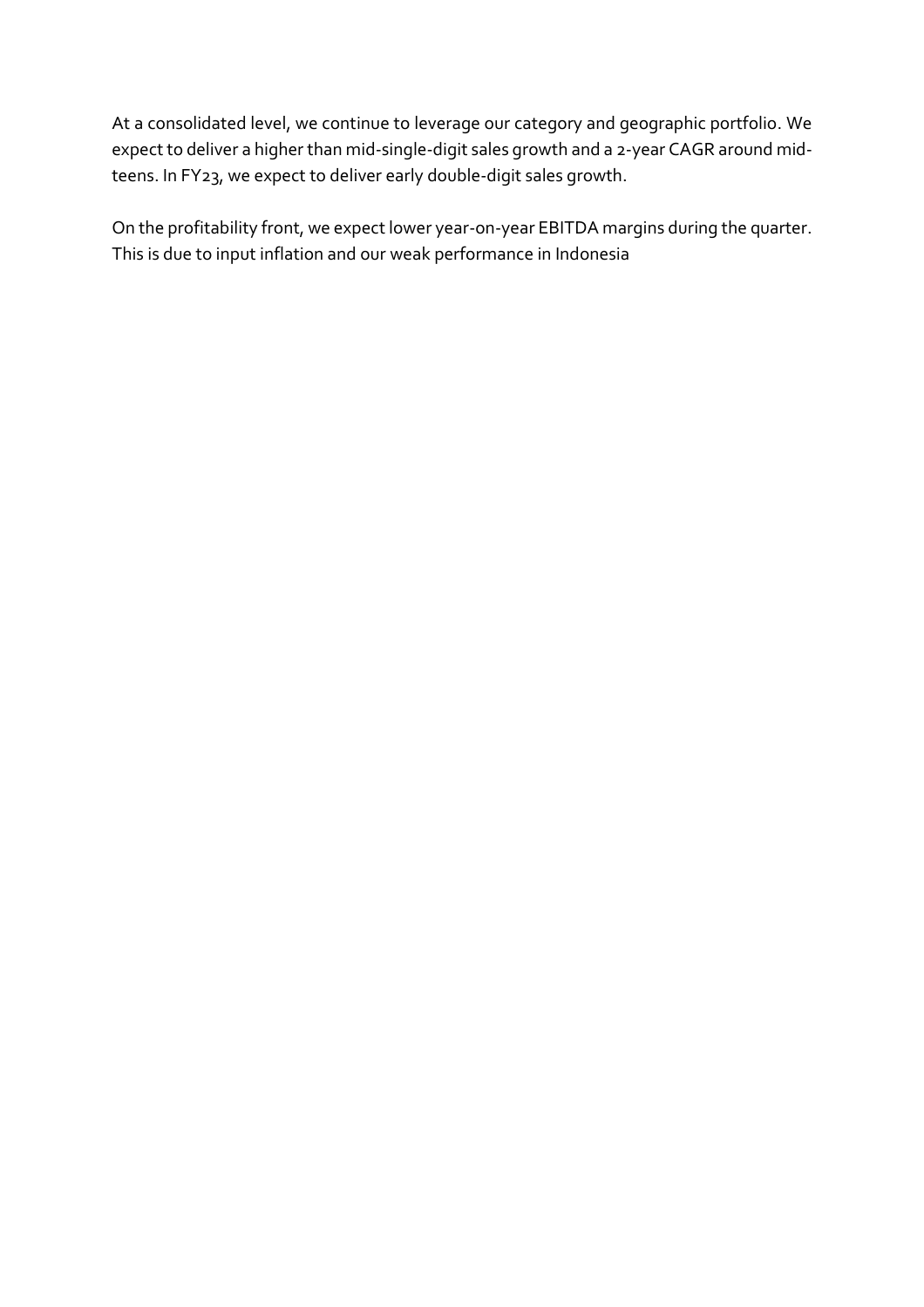At a consolidated level, we continue to leverage our category and geographic portfolio. We expect to deliver a higher than mid-single-digit sales growth and a 2-year CAGR around mid-teens. In FY23, we expect to deliver early double-digit sales growth.

On the profitability front, we expect lower year-on-year EBITDA margins during the quarter. This is due to input inflation and our weak performance in Indonesia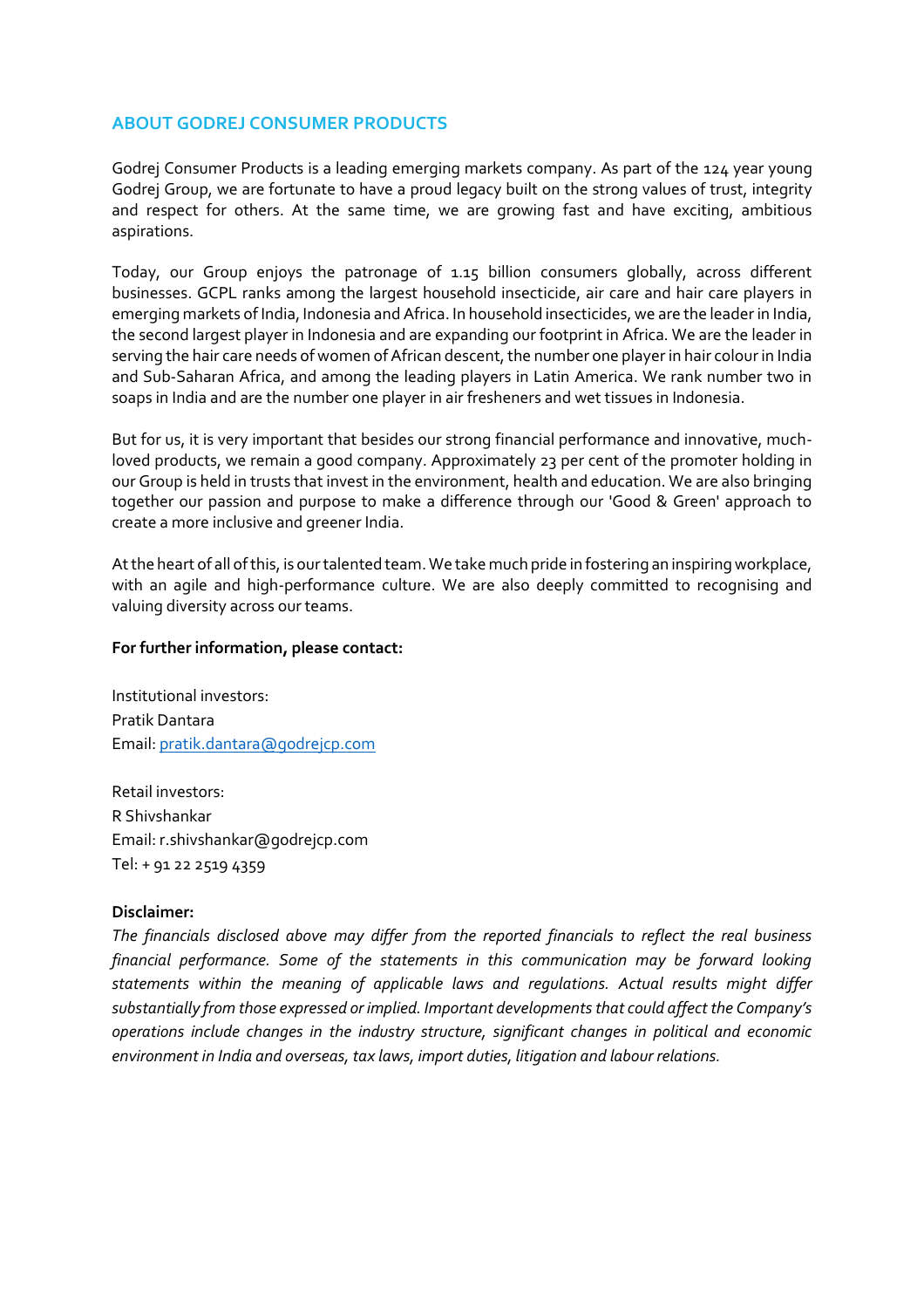## ABOUT GODREJ CONSUMER PRODUCTS

Godrej Consumer Products is a leading emerging markets company. As part of the 124 year young Godrej Group, we are fortunate to have a proud legacy built on the strong values of trust, integrity and respect for others. At the same time, we are growing fast and have exciting, ambitious aspirations.

Today, our Group enjoys the patronage of 1.15 billion consumers globally, across different businesses. GCPL ranks among the largest household insecticide, air care and hair care players in emerging markets of India, Indonesia and Africa. In household insecticides, we are the leader in India, the second largest player in Indonesia and are expanding our footprint in Africa. We are the leader in serving the hair care needs of women of African descent, the number one player in hair colour in India and Sub-Saharan Africa, and among the leading players in Latin America. We rank number two in soaps in India and are the number one player in air fresheners and wet tissues in Indonesia.

But for us, it is very important that besides our strong financial performance and innovative, much-loved products, we remain a good company. Approximately 23 per cent of the promoter holding in our Group is held in trusts that invest in the environment, health and education. We are also bringing together our passion and purpose to make a difference through our 'Good & Green' approach to create a more inclusive and greener India.

At the heart of all of this, is our talented team. We take much pride in fostering an inspiring workplace, with an agile and high-performance culture. We are also deeply committed to recognising and valuing diversity across our teams.

**For further information, please contact:**

Institutional investors:
Pratik Dantara
Email: pratik.dantara@godrejcp.com

Retail investors:
R Shivshankar
Email: r.shivshankar@godrejcp.com
Tel: + 91 22 2519 4359

**Disclaimer:**

*The financials disclosed above may differ from the reported financials to reflect the real business financial performance. Some of the statements in this communication may be forward looking statements within the meaning of applicable laws and regulations. Actual results might differ substantially from those expressed or implied. Important developments that could affect the Company's operations include changes in the industry structure, significant changes in political and economic environment in India and overseas, tax laws, import duties, litigation and labour relations.*